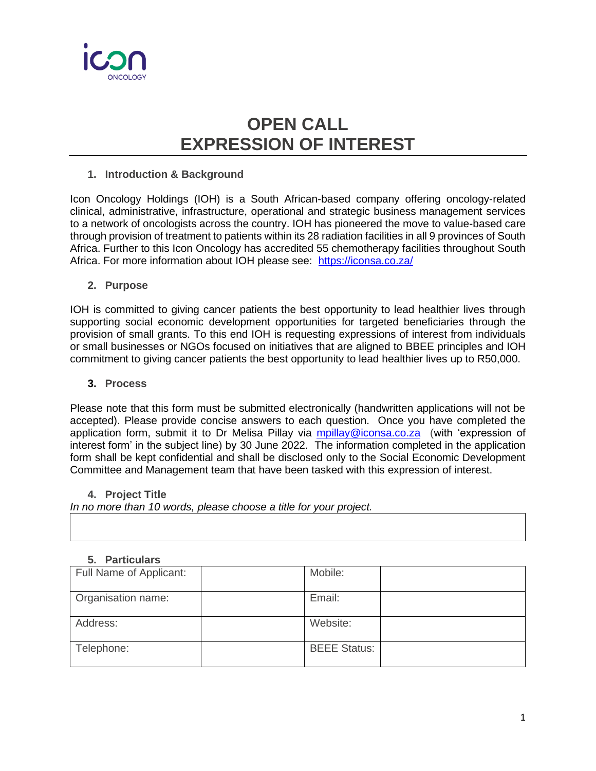# OPEN CALL
# EXPRESSION OF INTEREST

## 1. Introduction & Background

Icon Oncology Holdings (IOH) is a South African-based company offering oncology-related clinical, administrative, infrastructure, operational and strategic business management services to a network of oncologists across the country. IOH has pioneered the move to value-based care through provision of treatment to patients within its 28 radiation facilities in all 9 provinces of South Africa. Further to this Icon Oncology has accredited 55 chemotherapy facilities throughout South Africa. For more information about IOH please see: [https://iconsa.co.za/](https://iconsa.co.za/)

## 2. Purpose

IOH is committed to giving cancer patients the best opportunity to lead healthier lives through supporting social economic development opportunities for targeted beneficiaries through the provision of small grants. To this end IOH is requesting expressions of interest from individuals or small businesses or NGOs focused on initiatives that are aligned to BBEE principles and IOH commitment to giving cancer patients the best opportunity to lead healthier lives up to R50,000.

## 3. Process

Please note that this form must be submitted electronically (handwritten applications will not be accepted). Please provide concise answers to each question. Once you have completed the application form, submit it to Dr Melisa Pillay via [mpillay@iconsa.co.za](mailto:mpillay@iconsa.co.za) (with 'expression of interest form' in the subject line) by 30 June 2022. The information completed in the application form shall be kept confidential and shall be disclosed only to the Social Economic Development Committee and Management team that have been tasked with this expression of interest.

## 4. Project Title

*In no more than 10 words, please choose a title for your project.*

| |
|---|
| |

## 5. Particulars

| Full Name of Applicant: | | Mobile: | |
|---|---|---|---|
| Organisation name: | | Email: | |
| Address: | | Website: | |
| Telephone: | | BEEE Status: | |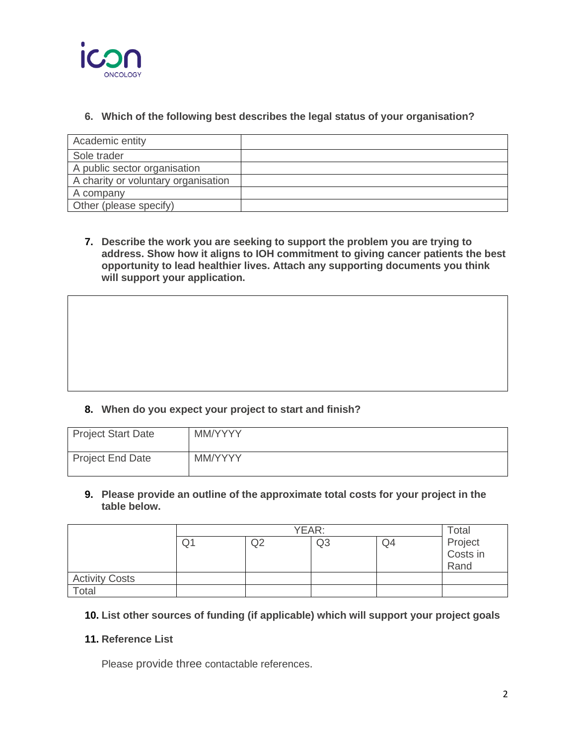6. **Which of the following best describes the legal status of your organisation?**

| | |
|---|---|
| Academic entity | |
| Sole trader | |
| A public sector organisation | |
| A charity or voluntary organisation | |
| A company | |
| Other (please specify) | |

7. **Describe the work you are seeking to support the problem you are trying to address. Show how it aligns to IOH commitment to giving cancer patients the best opportunity to lead healthier lives. Attach any supporting documents you think will support your application.**

| |
|---|
| |

8. **When do you expect your project to start and finish?**

| | |
|---|---|
| Project Start Date | MM/YYYY |
| Project End Date | MM/YYYY |

9. **Please provide an outline of the approximate total costs for your project in the table below.**

| | YEAR: | | | | Total Project Costs in Rand |
|---|---|---|---|---|---|
| | Q1 | Q2 | Q3 | Q4 | |
| Activity Costs | | | | | |
| Total | | | | | |

10. **List other sources of funding (if applicable) which will support your project goals**

11. **Reference List**

Please provide three contactable references.